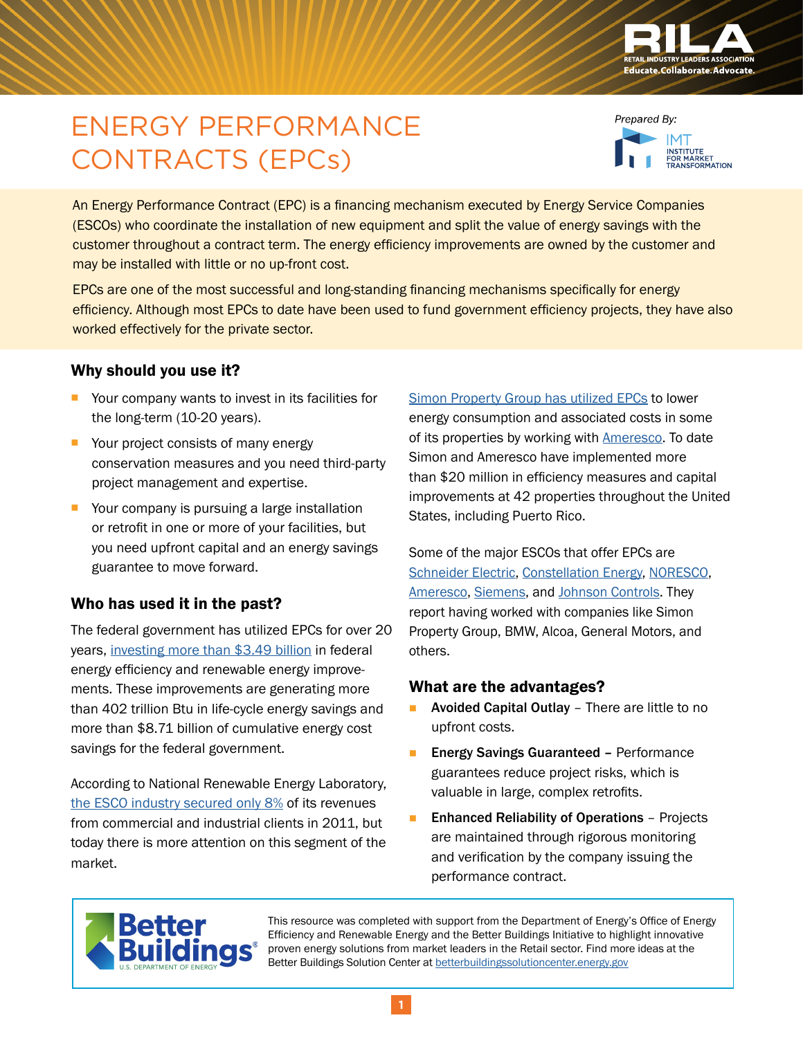# ENERGY PERFORMANCE CONTRACTS (EPCs)

*Prepared By:*

IMT INSTITUTE FOR MARKET TRANSFORMATION

An Energy Performance Contract (EPC) is a financing mechanism executed by Energy Service Companies (ESCOs) who coordinate the installation of new equipment and split the value of energy savings with the customer throughout a contract term. The energy efficiency improvements are owned by the customer and may be installed with little or no up-front cost.

EPCs are one of the most successful and long-standing financing mechanisms specifically for energy efficiency. Although most EPCs to date have been used to fund government efficiency projects, they have also worked effectively for the private sector.

## Why should you use it?

- Your company wants to invest in its facilities for the long-term (10-20 years).
- Your project consists of many energy conservation measures and you need third-party project management and expertise.
- Your company is pursuing a large installation or retrofit in one or more of your facilities, but you need upfront capital and an energy savings guarantee to move forward.

## Who has used it in the past?

The federal government has utilized EPCs for over 20 years, investing more than $3.49 billion in federal energy efficiency and renewable energy improvements. These improvements are generating more than 402 trillion Btu in life-cycle energy savings and more than $8.71 billion of cumulative energy cost savings for the federal government.

According to National Renewable Energy Laboratory, the ESCO industry secured only 8% of its revenues from commercial and industrial clients in 2011, but today there is more attention on this segment of the market.

Simon Property Group has utilized EPCs to lower energy consumption and associated costs in some of its properties by working with Ameresco. To date Simon and Ameresco have implemented more than $20 million in efficiency measures and capital improvements at 42 properties throughout the United States, including Puerto Rico.

Some of the major ESCOs that offer EPCs are Schneider Electric, Constellation Energy, NORESCO, Ameresco, Siemens, and Johnson Controls. They report having worked with companies like Simon Property Group, BMW, Alcoa, General Motors, and others.

## What are the advantages?

- **Avoided Capital Outlay** – There are little to no upfront costs.
- **Energy Savings Guaranteed** – Performance guarantees reduce project risks, which is valuable in large, complex retrofits.
- **Enhanced Reliability of Operations** – Projects are maintained through rigorous monitoring and verification by the company issuing the performance contract.

This resource was completed with support from the Department of Energy's Office of Energy Efficiency and Renewable Energy and the Better Buildings Initiative to highlight innovative proven energy solutions from market leaders in the Retail sector. Find more ideas at the Better Buildings Solution Center at betterbuildingssolutioncenter.energy.gov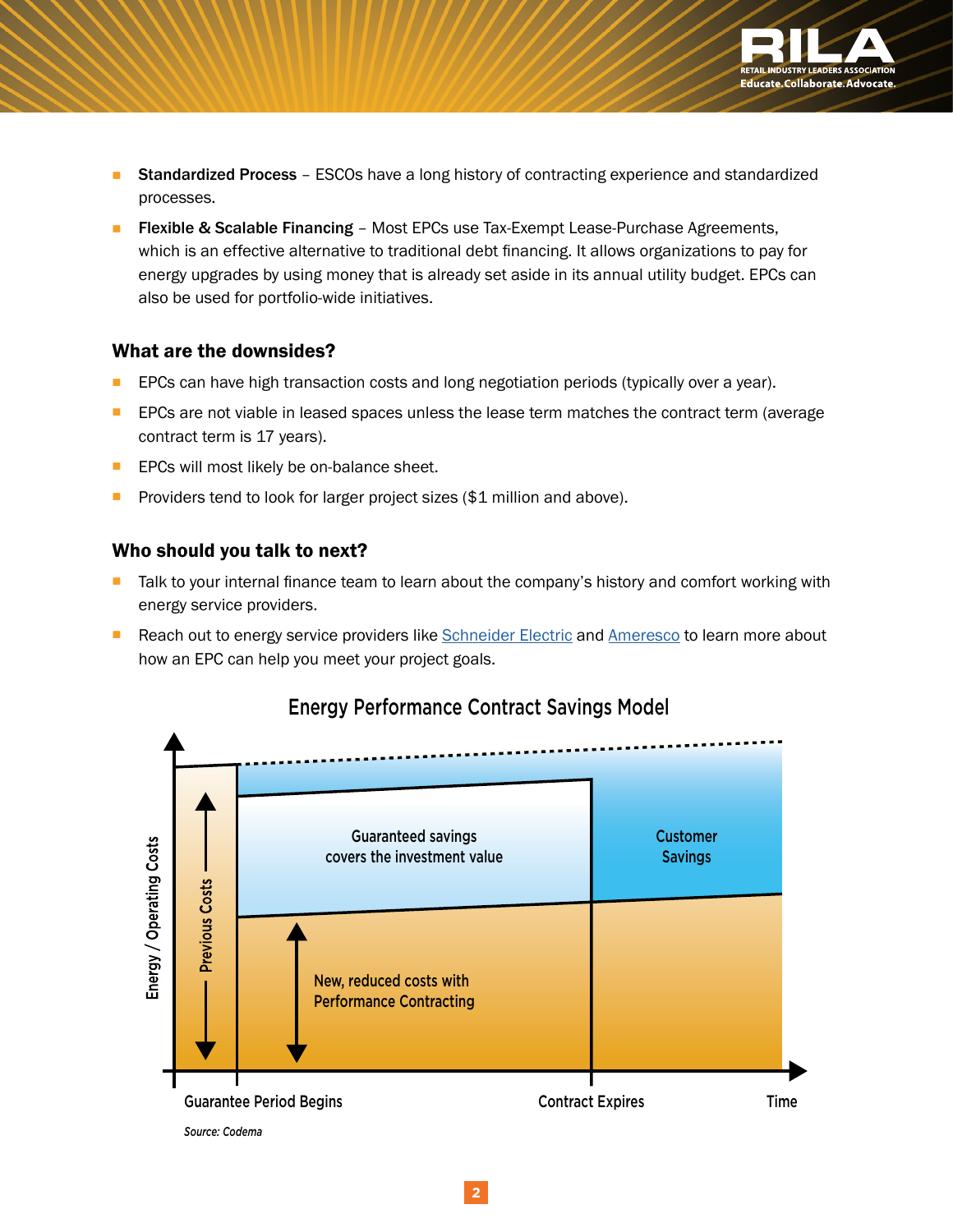- **Standardized Process** – ESCOs have a long history of contracting experience and standardized processes.
- **Flexible & Scalable Financing** – Most EPCs use Tax-Exempt Lease-Purchase Agreements, which is an effective alternative to traditional debt financing. It allows organizations to pay for energy upgrades by using money that is already set aside in its annual utility budget. EPCs can also be used for portfolio-wide initiatives.

### What are the downsides?

- EPCs can have high transaction costs and long negotiation periods (typically over a year).
- EPCs are not viable in leased spaces unless the lease term matches the contract term (average contract term is 17 years).
- EPCs will most likely be on-balance sheet.
- Providers tend to look for larger project sizes ($1 million and above).

### Who should you talk to next?

- Talk to your internal finance team to learn about the company's history and comfort working with energy service providers.
- Reach out to energy service providers like [Schneider Electric] and [Ameresco] to learn more about how an EPC can help you meet your project goals.

**Energy Performance Contract Savings Model**

Energy / Operating Costs

Previous Costs

Guaranteed savings covers the investment value

Customer Savings

New, reduced costs with Performance Contracting

Guarantee Period Begins — Contract Expires — Time

*Source: Codema*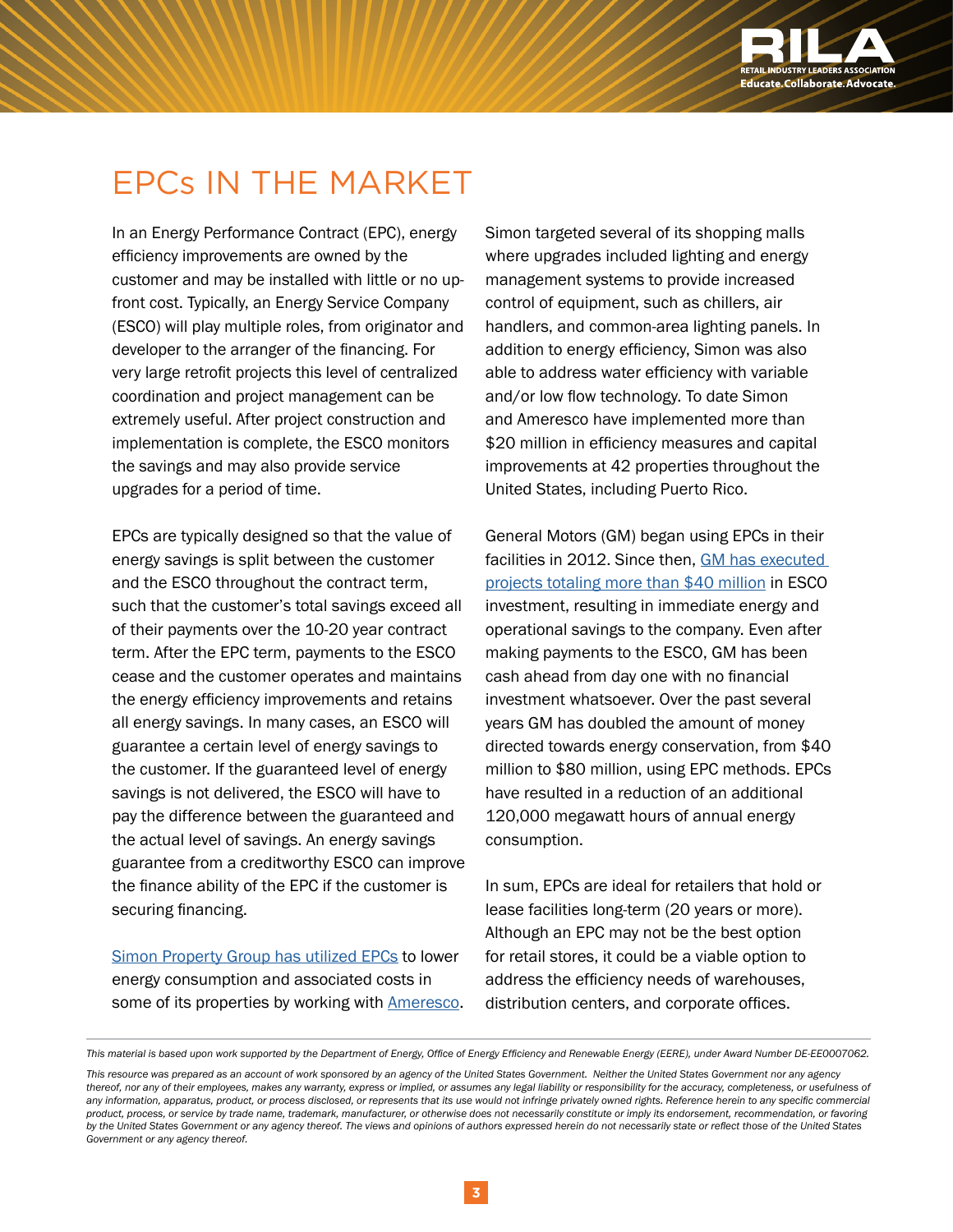# EPCs IN THE MARKET

In an Energy Performance Contract (EPC), energy efficiency improvements are owned by the customer and may be installed with little or no up-front cost. Typically, an Energy Service Company (ESCO) will play multiple roles, from originator and developer to the arranger of the financing. For very large retrofit projects this level of centralized coordination and project management can be extremely useful. After project construction and implementation is complete, the ESCO monitors the savings and may also provide service upgrades for a period of time.

EPCs are typically designed so that the value of energy savings is split between the customer and the ESCO throughout the contract term, such that the customer's total savings exceed all of their payments over the 10-20 year contract term. After the EPC term, payments to the ESCO cease and the customer operates and maintains the energy efficiency improvements and retains all energy savings. In many cases, an ESCO will guarantee a certain level of energy savings to the customer. If the guaranteed level of energy savings is not delivered, the ESCO will have to pay the difference between the guaranteed and the actual level of savings. An energy savings guarantee from a creditworthy ESCO can improve the finance ability of the EPC if the customer is securing financing.

Simon Property Group has utilized EPCs to lower energy consumption and associated costs in some of its properties by working with Ameresco. Simon targeted several of its shopping malls where upgrades included lighting and energy management systems to provide increased control of equipment, such as chillers, air handlers, and common-area lighting panels. In addition to energy efficiency, Simon was also able to address water efficiency with variable and/or low flow technology. To date Simon and Ameresco have implemented more than $20 million in efficiency measures and capital improvements at 42 properties throughout the United States, including Puerto Rico.

General Motors (GM) began using EPCs in their facilities in 2012. Since then, GM has executed projects totaling more than $40 million in ESCO investment, resulting in immediate energy and operational savings to the company. Even after making payments to the ESCO, GM has been cash ahead from day one with no financial investment whatsoever. Over the past several years GM has doubled the amount of money directed towards energy conservation, from $40 million to $80 million, using EPC methods. EPCs have resulted in a reduction of an additional 120,000 megawatt hours of annual energy consumption.

In sum, EPCs are ideal for retailers that hold or lease facilities long-term (20 years or more). Although an EPC may not be the best option for retail stores, it could be a viable option to address the efficiency needs of warehouses, distribution centers, and corporate offices.

---

*This material is based upon work supported by the Department of Energy, Office of Energy Efficiency and Renewable Energy (EERE), under Award Number DE-EE0007062.*

*This resource was prepared as an account of work sponsored by an agency of the United States Government. Neither the United States Government nor any agency thereof, nor any of their employees, makes any warranty, express or implied, or assumes any legal liability or responsibility for the accuracy, completeness, or usefulness of any information, apparatus, product, or process disclosed, or represents that its use would not infringe privately owned rights. Reference herein to any specific commercial product, process, or service by trade name, trademark, manufacturer, or otherwise does not necessarily constitute or imply its endorsement, recommendation, or favoring by the United States Government or any agency thereof. The views and opinions of authors expressed herein do not necessarily state or reflect those of the United States Government or any agency thereof.*